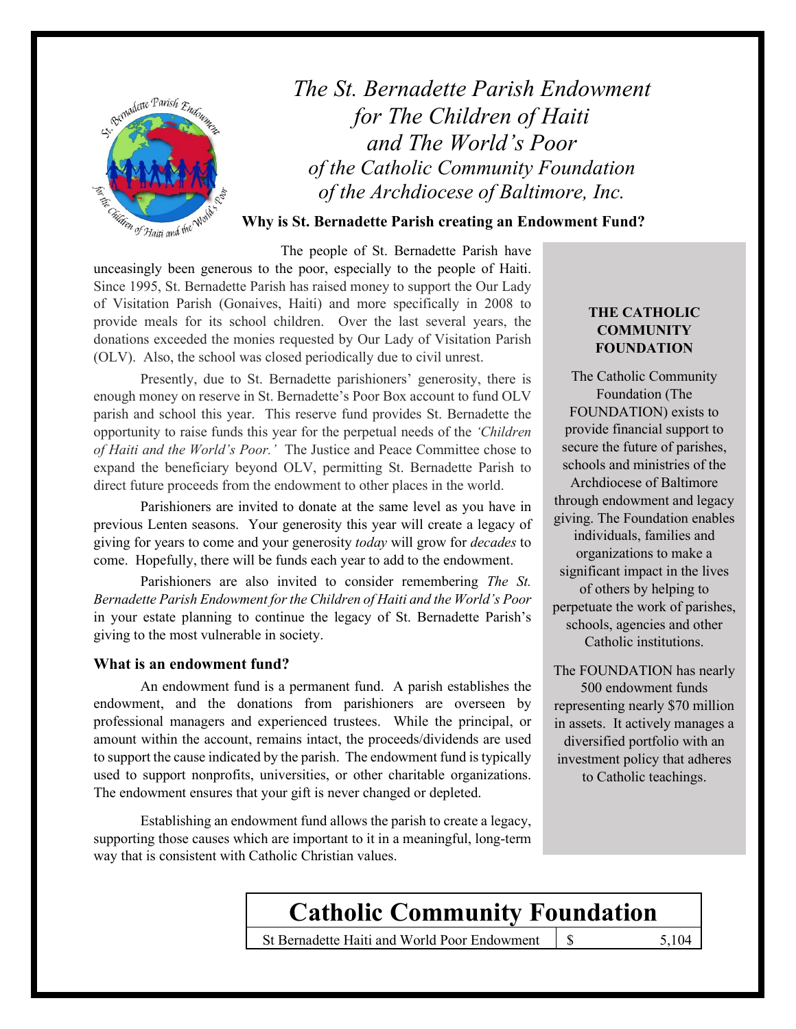# *The St. Bernadette Parish Endowment for The Children of Haiti and The World's Poor*

## *of the Catholic Community Foundation of the Archdiocese of Baltimore, Inc.*

### Why is St. Bernadette Parish creating an Endowment Fund?

The people of St. Bernadette Parish have unceasingly been generous to the poor, especially to the people of Haiti. Since 1995, St. Bernadette Parish has raised money to support the Our Lady of Visitation Parish (Gonaives, Haiti) and more specifically in 2008 to provide meals for its school children. Over the last several years, the donations exceeded the monies requested by Our Lady of Visitation Parish (OLV). Also, the school was closed periodically due to civil unrest.

Presently, due to St. Bernadette parishioners' generosity, there is enough money on reserve in St. Bernadette's Poor Box account to fund OLV parish and school this year. This reserve fund provides St. Bernadette the opportunity to raise funds this year for the perpetual needs of the *'Children of Haiti and the World's Poor.'* The Justice and Peace Committee chose to expand the beneficiary beyond OLV, permitting St. Bernadette Parish to direct future proceeds from the endowment to other places in the world.

Parishioners are invited to donate at the same level as you have in previous Lenten seasons. Your generosity this year will create a legacy of giving for years to come and your generosity *today* will grow for *decades* to come. Hopefully, there will be funds each year to add to the endowment.

Parishioners are also invited to consider remembering *The St. Bernadette Parish Endowment for the Children of Haiti and the World's Poor* in your estate planning to continue the legacy of St. Bernadette Parish's giving to the most vulnerable in society.

### What is an endowment fund?

An endowment fund is a permanent fund. A parish establishes the endowment, and the donations from parishioners are overseen by professional managers and experienced trustees. While the principal, or amount within the account, remains intact, the proceeds/dividends are used to support the cause indicated by the parish. The endowment fund is typically used to support nonprofits, universities, or other charitable organizations. The endowment ensures that your gift is never changed or depleted.

Establishing an endowment fund allows the parish to create a legacy, supporting those causes which are important to it in a meaningful, long-term way that is consistent with Catholic Christian values.

### THE CATHOLIC COMMUNITY FOUNDATION

The Catholic Community Foundation (The FOUNDATION) exists to provide financial support to secure the future of parishes, schools and ministries of the Archdiocese of Baltimore through endowment and legacy giving. The Foundation enables individuals, families and organizations to make a significant impact in the lives of others by helping to perpetuate the work of parishes, schools, agencies and other Catholic institutions.

The FOUNDATION has nearly 500 endowment funds representing nearly $70 million in assets. It actively manages a diversified portfolio with an investment policy that adheres to Catholic teachings.

| Catholic Community Foundation | | |
|---|---|---|
| St Bernadette Haiti and World Poor Endowment | $ | 5,104 |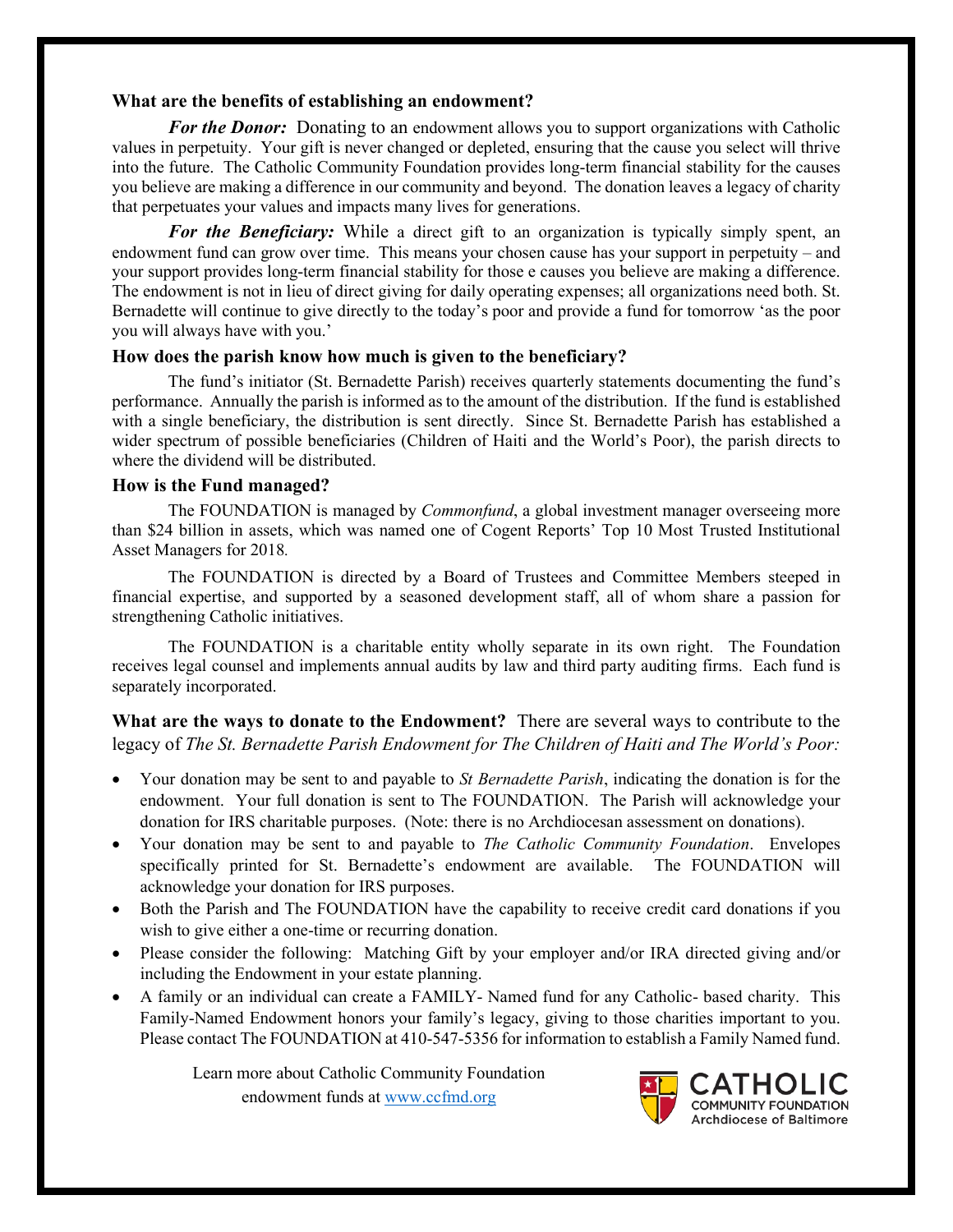### What are the benefits of establishing an endowment?

***For the Donor:*** Donating to an endowment allows you to support organizations with Catholic values in perpetuity. Your gift is never changed or depleted, ensuring that the cause you select will thrive into the future. The Catholic Community Foundation provides long-term financial stability for the causes you believe are making a difference in our community and beyond. The donation leaves a legacy of charity that perpetuates your values and impacts many lives for generations.

***For the Beneficiary:*** While a direct gift to an organization is typically simply spent, an endowment fund can grow over time. This means your chosen cause has your support in perpetuity – and your support provides long-term financial stability for those e causes you believe are making a difference. The endowment is not in lieu of direct giving for daily operating expenses; all organizations need both. St. Bernadette will continue to give directly to the today's poor and provide a fund for tomorrow 'as the poor you will always have with you.'

### How does the parish know how much is given to the beneficiary?

The fund's initiator (St. Bernadette Parish) receives quarterly statements documenting the fund's performance. Annually the parish is informed as to the amount of the distribution. If the fund is established with a single beneficiary, the distribution is sent directly. Since St. Bernadette Parish has established a wider spectrum of possible beneficiaries (Children of Haiti and the World's Poor), the parish directs to where the dividend will be distributed.

### How is the Fund managed?

The FOUNDATION is managed by *Commonfund*, a global investment manager overseeing more than $24 billion in assets, which was named one of Cogent Reports' Top 10 Most Trusted Institutional Asset Managers for 2018.

The FOUNDATION is directed by a Board of Trustees and Committee Members steeped in financial expertise, and supported by a seasoned development staff, all of whom share a passion for strengthening Catholic initiatives.

The FOUNDATION is a charitable entity wholly separate in its own right. The Foundation receives legal counsel and implements annual audits by law and third party auditing firms. Each fund is separately incorporated.

**What are the ways to donate to the Endowment?** There are several ways to contribute to the legacy of *The St. Bernadette Parish Endowment for The Children of Haiti and The World's Poor:*

- Your donation may be sent to and payable to *St Bernadette Parish*, indicating the donation is for the endowment. Your full donation is sent to The FOUNDATION. The Parish will acknowledge your donation for IRS charitable purposes. (Note: there is no Archdiocesan assessment on donations).
- Your donation may be sent to and payable to *The Catholic Community Foundation*. Envelopes specifically printed for St. Bernadette's endowment are available. The FOUNDATION will acknowledge your donation for IRS purposes.
- Both the Parish and The FOUNDATION have the capability to receive credit card donations if you wish to give either a one-time or recurring donation.
- Please consider the following: Matching Gift by your employer and/or IRA directed giving and/or including the Endowment in your estate planning.
- A family or an individual can create a FAMILY- Named fund for any Catholic- based charity. This Family-Named Endowment honors your family's legacy, giving to those charities important to you. Please contact The FOUNDATION at 410-547-5356 for information to establish a Family Named fund.

Learn more about Catholic Community Foundation endowment funds at www.ccfmd.org

CATHOLIC COMMUNITY FOUNDATION
Archdiocese of Baltimore